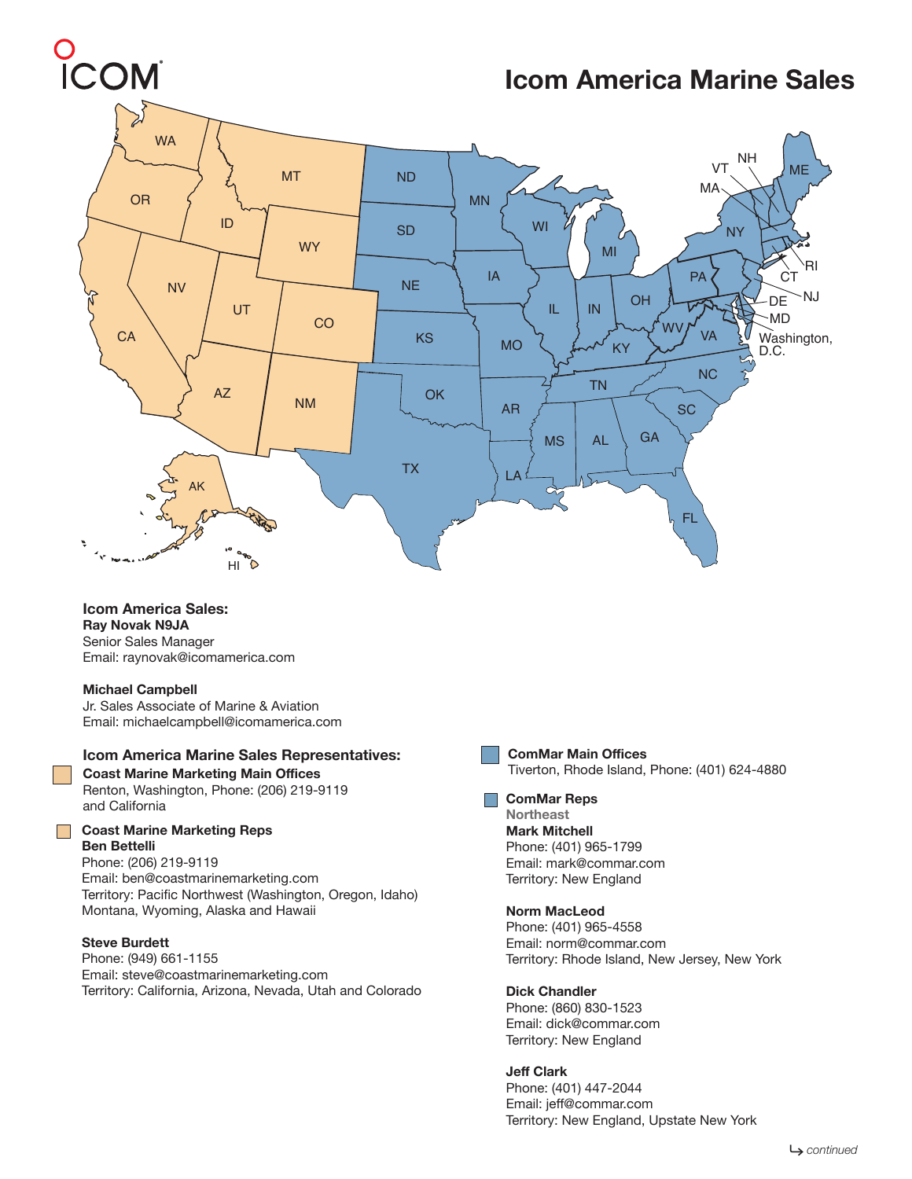# Icom America Marine Sales

### Icom America Sales:

**Ray Novak N9JA**
Senior Sales Manager
Email: raynovak@icomamerica.com

**Michael Campbell**
Jr. Sales Associate of Marine & Aviation
Email: michaelcampbell@icomamerica.com

### Icom America Marine Sales Representatives:

**Coast Marine Marketing Main Offices**
Renton, Washington, Phone: (206) 219-9119
and California

**Coast Marine Marketing Reps**

**Ben Bettelli**
Phone: (206) 219-9119
Email: ben@coastmarinemarketing.com
Territory: Pacific Northwest (Washington, Oregon, Idaho) Montana, Wyoming, Alaska and Hawaii

**Steve Burdett**
Phone: (949) 661-1155
Email: steve@coastmarinemarketing.com
Territory: California, Arizona, Nevada, Utah and Colorado

**ComMar Main Offices**
Tiverton, Rhode Island, Phone: (401) 624-4880

**ComMar Reps**

Northeast

**Mark Mitchell**
Phone: (401) 965-1799
Email: mark@commar.com
Territory: New England

**Norm MacLeod**
Phone: (401) 965-4558
Email: norm@commar.com
Territory: Rhode Island, New Jersey, New York

**Dick Chandler**
Phone: (860) 830-1523
Email: dick@commar.com
Territory: New England

**Jeff Clark**
Phone: (401) 447-2044
Email: jeff@commar.com
Territory: New England, Upstate New York

*continued*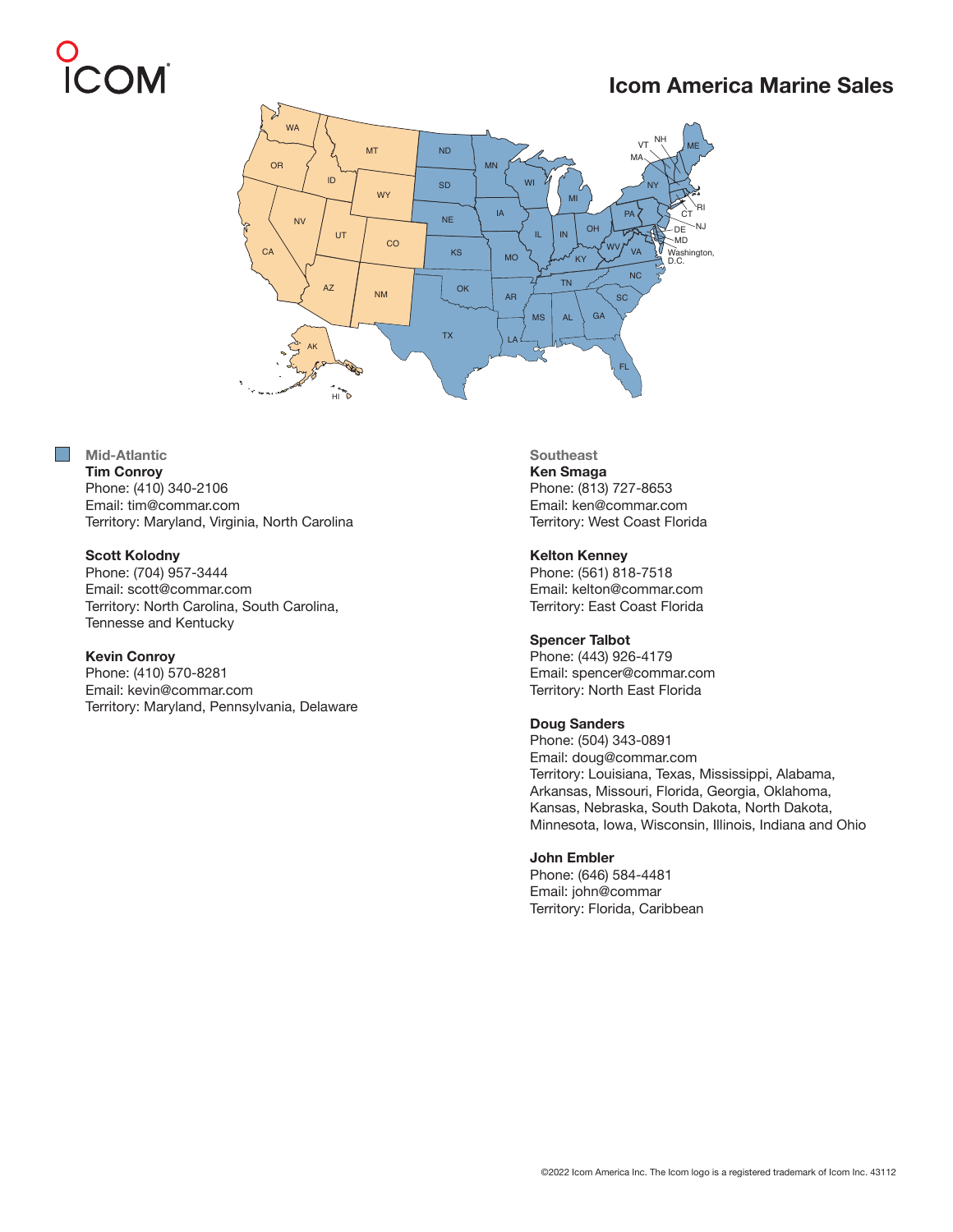# Icom America Marine Sales

WA
OR
CA
ID
NV
MT
WY
UT
AZ
CO
NM
AK
HI
ND
SD
NE
KS
OK
TX
MN
IA
MO
AR
LA
WI
IL
MS
MI
IN
KY
TN
AL
OH
GA
FL
WV
VA
NC
SC
PA
NY
VT
NH
MA
ME
RI
CT
NJ
DE
MD
Washington, D.C.

### Mid-Atlantic

**Tim Conroy**
Phone: (410) 340-2106
Email: tim@commar.com
Territory: Maryland, Virginia, North Carolina

**Scott Kolodny**
Phone: (704) 957-3444
Email: scott@commar.com
Territory: North Carolina, South Carolina, Tennesse and Kentucky

**Kevin Conroy**
Phone: (410) 570-8281
Email: kevin@commar.com
Territory: Maryland, Pennsylvania, Delaware

### Southeast

**Ken Smaga**
Phone: (813) 727-8653
Email: ken@commar.com
Territory: West Coast Florida

**Kelton Kenney**
Phone: (561) 818-7518
Email: kelton@commar.com
Territory: East Coast Florida

**Spencer Talbot**
Phone: (443) 926-4179
Email: spencer@commar.com
Territory: North East Florida

**Doug Sanders**
Phone: (504) 343-0891
Email: doug@commar.com
Territory: Louisiana, Texas, Mississippi, Alabama, Arkansas, Missouri, Florida, Georgia, Oklahoma, Kansas, Nebraska, South Dakota, North Dakota, Minnesota, Iowa, Wisconsin, Illinois, Indiana and Ohio

**John Embler**
Phone: (646) 584-4481
Email: john@commar
Territory: Florida, Caribbean

©2022 Icom America Inc. The Icom logo is a registered trademark of Icom Inc. 43112